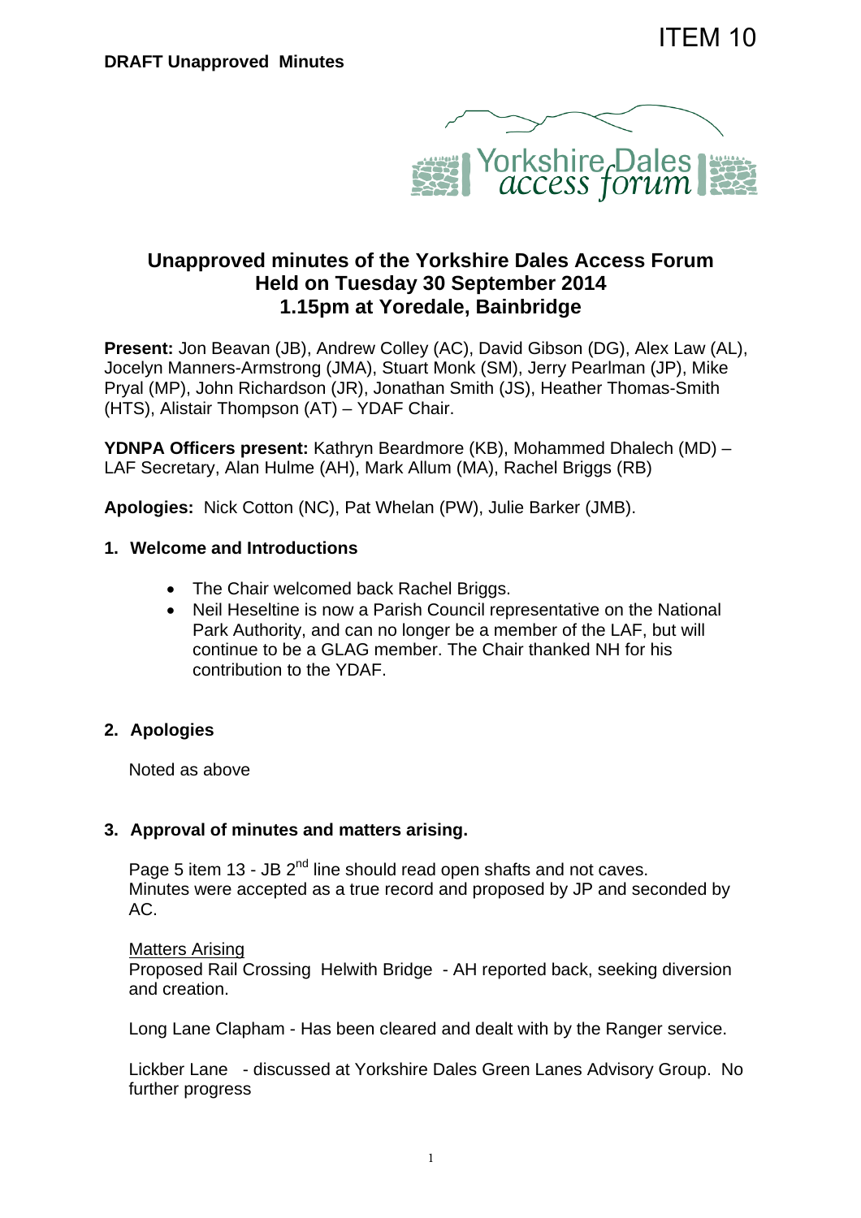ITEM 10

**DRAFT Unapproved Minutes**

Yorkshire Dales access forum

# Unapproved minutes of the Yorkshire Dales Access Forum Held on Tuesday 30 September 2014 1.15pm at Yoredale, Bainbridge

**Present:** Jon Beavan (JB), Andrew Colley (AC), David Gibson (DG), Alex Law (AL), Jocelyn Manners-Armstrong (JMA), Stuart Monk (SM), Jerry Pearlman (JP), Mike Pryal (MP), John Richardson (JR), Jonathan Smith (JS), Heather Thomas-Smith (HTS), Alistair Thompson (AT) – YDAF Chair.

**YDNPA Officers present:** Kathryn Beardmore (KB), Mohammed Dhalech (MD) – LAF Secretary, Alan Hulme (AH), Mark Allum (MA), Rachel Briggs (RB)

**Apologies:** Nick Cotton (NC), Pat Whelan (PW), Julie Barker (JMB).

## 1. Welcome and Introductions

- The Chair welcomed back Rachel Briggs.
- Neil Heseltine is now a Parish Council representative on the National Park Authority, and can no longer be a member of the LAF, but will continue to be a GLAG member. The Chair thanked NH for his contribution to the YDAF.

## 2. Apologies

Noted as above

## 3. Approval of minutes and matters arising.

Page 5 item 13 - JB 2nd line should read open shafts and not caves. Minutes were accepted as a true record and proposed by JP and seconded by AC.

Matters Arising

Proposed Rail Crossing Helwith Bridge - AH reported back, seeking diversion and creation.

Long Lane Clapham - Has been cleared and dealt with by the Ranger service.

Lickber Lane - discussed at Yorkshire Dales Green Lanes Advisory Group. No further progress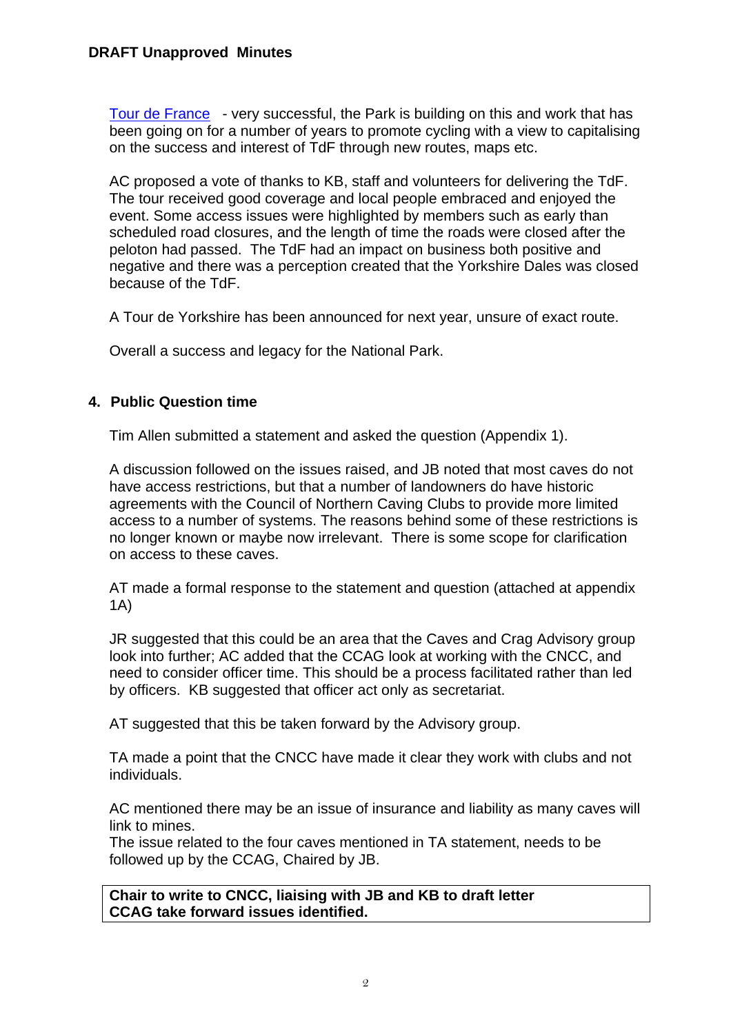Tour de France - very successful, the Park is building on this and work that has been going on for a number of years to promote cycling with a view to capitalising on the success and interest of TdF through new routes, maps etc.

AC proposed a vote of thanks to KB, staff and volunteers for delivering the TdF. The tour received good coverage and local people embraced and enjoyed the event. Some access issues were highlighted by members such as early than scheduled road closures, and the length of time the roads were closed after the peloton had passed. The TdF had an impact on business both positive and negative and there was a perception created that the Yorkshire Dales was closed because of the TdF.

A Tour de Yorkshire has been announced for next year, unsure of exact route.

Overall a success and legacy for the National Park.

## 4. Public Question time

Tim Allen submitted a statement and asked the question (Appendix 1).

A discussion followed on the issues raised, and JB noted that most caves do not have access restrictions, but that a number of landowners do have historic agreements with the Council of Northern Caving Clubs to provide more limited access to a number of systems. The reasons behind some of these restrictions is no longer known or maybe now irrelevant. There is some scope for clarification on access to these caves.

AT made a formal response to the statement and question (attached at appendix 1A)

JR suggested that this could be an area that the Caves and Crag Advisory group look into further; AC added that the CCAG look at working with the CNCC, and need to consider officer time. This should be a process facilitated rather than led by officers. KB suggested that officer act only as secretariat.

AT suggested that this be taken forward by the Advisory group.

TA made a point that the CNCC have made it clear they work with clubs and not individuals.

AC mentioned there may be an issue of insurance and liability as many caves will link to mines.
The issue related to the four caves mentioned in TA statement, needs to be followed up by the CCAG, Chaired by JB.

**Chair to write to CNCC, liaising with JB and KB to draft letter**
**CCAG take forward issues identified.**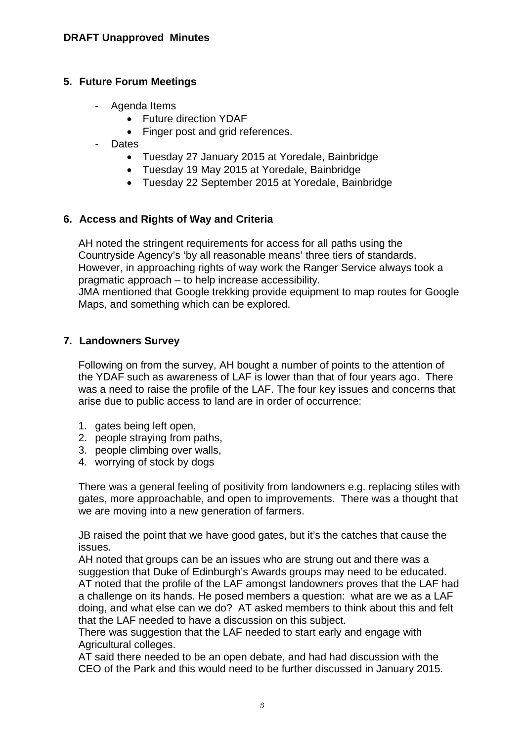**DRAFT Unapproved Minutes**

## 5. Future Forum Meetings

- Agenda Items
  - Future direction YDAF
  - Finger post and grid references.
- Dates
  - Tuesday 27 January 2015 at Yoredale, Bainbridge
  - Tuesday 19 May 2015 at Yoredale, Bainbridge
  - Tuesday 22 September 2015 at Yoredale, Bainbridge

## 6. Access and Rights of Way and Criteria

AH noted the stringent requirements for access for all paths using the Countryside Agency's 'by all reasonable means' three tiers of standards. However, in approaching rights of way work the Ranger Service always took a pragmatic approach – to help increase accessibility.
JMA mentioned that Google trekking provide equipment to map routes for Google Maps, and something which can be explored.

## 7. Landowners Survey

Following on from the survey, AH bought a number of points to the attention of the YDAF such as awareness of LAF is lower than that of four years ago. There was a need to raise the profile of the LAF. The four key issues and concerns that arise due to public access to land are in order of occurrence:

1. gates being left open,
2. people straying from paths,
3. people climbing over walls,
4. worrying of stock by dogs

There was a general feeling of positivity from landowners e.g. replacing stiles with gates, more approachable, and open to improvements. There was a thought that we are moving into a new generation of farmers.

JB raised the point that we have good gates, but it's the catches that cause the issues.
AH noted that groups can be an issues who are strung out and there was a suggestion that Duke of Edinburgh's Awards groups may need to be educated.
AT noted that the profile of the LAF amongst landowners proves that the LAF had a challenge on its hands. He posed members a question: what are we as a LAF doing, and what else can we do? AT asked members to think about this and felt that the LAF needed to have a discussion on this subject.
There was suggestion that the LAF needed to start early and engage with Agricultural colleges.
AT said there needed to be an open debate, and had had discussion with the CEO of the Park and this would need to be further discussed in January 2015.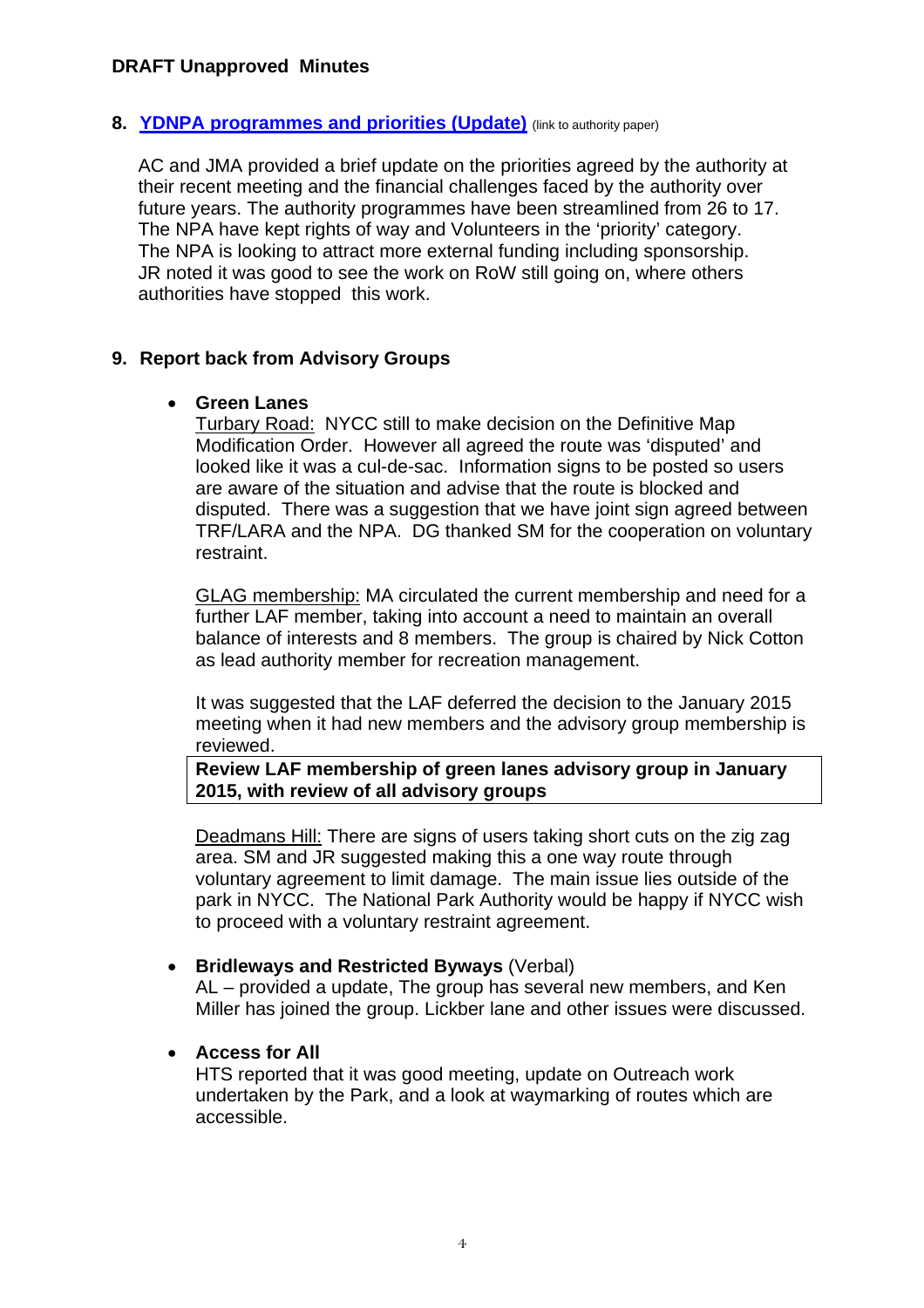**DRAFT Unapproved Minutes**

## 8. [YDNPA programmes and priorities (Update)](#) (link to authority paper)

AC and JMA provided a brief update on the priorities agreed by the authority at their recent meeting and the financial challenges faced by the authority over future years. The authority programmes have been streamlined from 26 to 17. The NPA have kept rights of way and Volunteers in the 'priority' category. The NPA is looking to attract more external funding including sponsorship. JR noted it was good to see the work on RoW still going on, where others authorities have stopped this work.

## 9. Report back from Advisory Groups

- **Green Lanes**

  Turbary Road: NYCC still to make decision on the Definitive Map Modification Order. However all agreed the route was 'disputed' and looked like it was a cul-de-sac. Information signs to be posted so users are aware of the situation and advise that the route is blocked and disputed. There was a suggestion that we have joint sign agreed between TRF/LARA and the NPA. DG thanked SM for the cooperation on voluntary restraint.

  GLAG membership: MA circulated the current membership and need for a further LAF member, taking into account a need to maintain an overall balance of interests and 8 members. The group is chaired by Nick Cotton as lead authority member for recreation management.

  It was suggested that the LAF deferred the decision to the January 2015 meeting when it had new members and the advisory group membership is reviewed.

  **Review LAF membership of green lanes advisory group in January 2015, with review of all advisory groups**

  Deadmans Hill: There are signs of users taking short cuts on the zig zag area. SM and JR suggested making this a one way route through voluntary agreement to limit damage. The main issue lies outside of the park in NYCC. The National Park Authority would be happy if NYCC wish to proceed with a voluntary restraint agreement.

- **Bridleways and Restricted Byways** (Verbal)

  AL – provided a update, The group has several new members, and Ken Miller has joined the group. Lickber lane and other issues were discussed.

- **Access for All**

  HTS reported that it was good meeting, update on Outreach work undertaken by the Park, and a look at waymarking of routes which are accessible.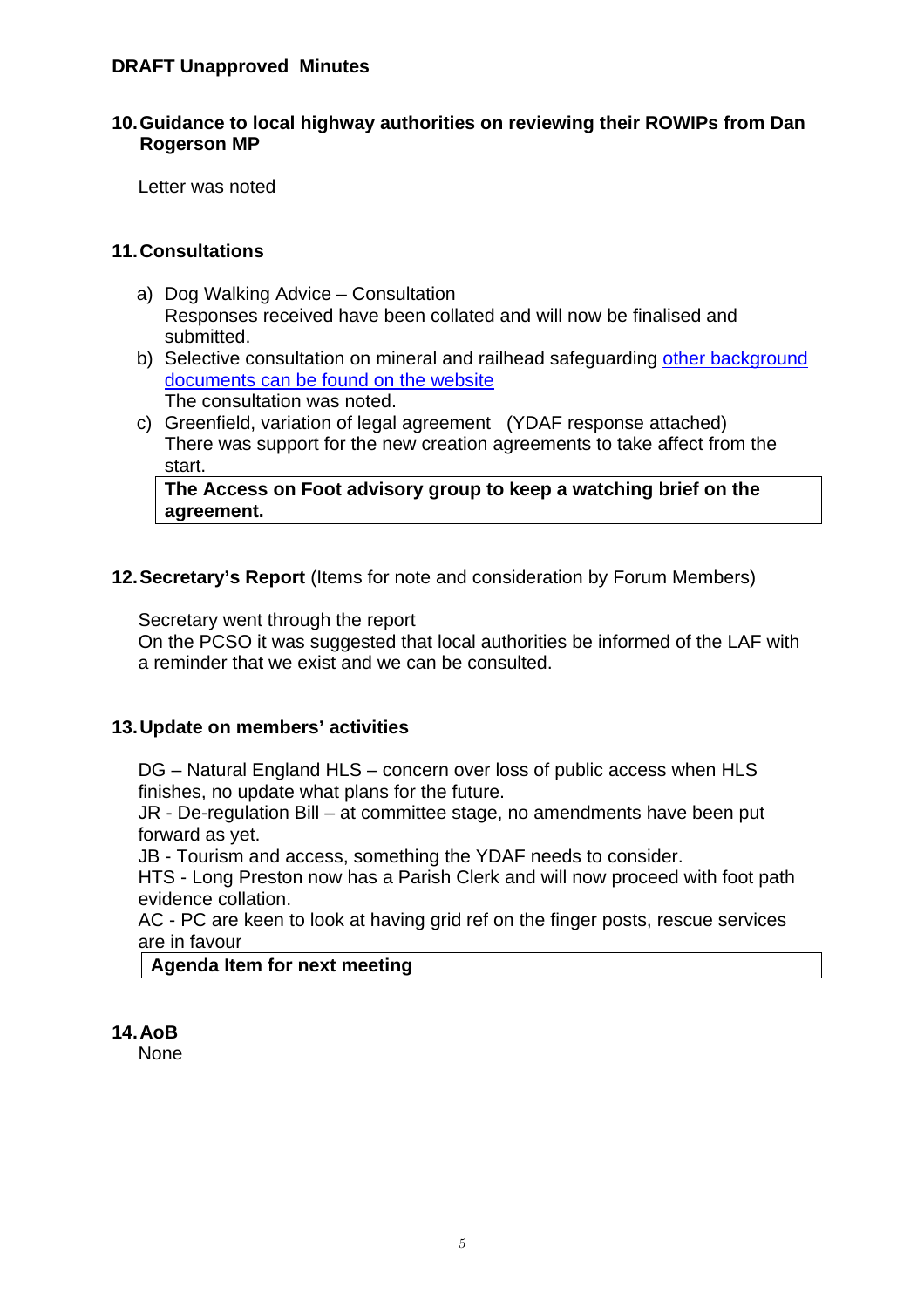**DRAFT Unapproved Minutes**

## 10. Guidance to local highway authorities on reviewing their ROWIPs from Dan Rogerson MP

Letter was noted

## 11. Consultations

a) Dog Walking Advice – Consultation
   Responses received have been collated and will now be finalised and submitted.
b) Selective consultation on mineral and railhead safeguarding [other background documents can be found on the website]()
   The consultation was noted.
c) Greenfield, variation of legal agreement (YDAF response attached)
   There was support for the new creation agreements to take affect from the start.

**The Access on Foot advisory group to keep a watching brief on the agreement.**

## 12. Secretary's Report (Items for note and consideration by Forum Members)

Secretary went through the report
On the PCSO it was suggested that local authorities be informed of the LAF with a reminder that we exist and we can be consulted.

## 13. Update on members' activities

DG – Natural England HLS – concern over loss of public access when HLS finishes, no update what plans for the future.
JR - De-regulation Bill – at committee stage, no amendments have been put forward as yet.
JB - Tourism and access, something the YDAF needs to consider.
HTS - Long Preston now has a Parish Clerk and will now proceed with foot path evidence collation.
AC - PC are keen to look at having grid ref on the finger posts, rescue services are in favour

**Agenda Item for next meeting**

## 14. AoB

None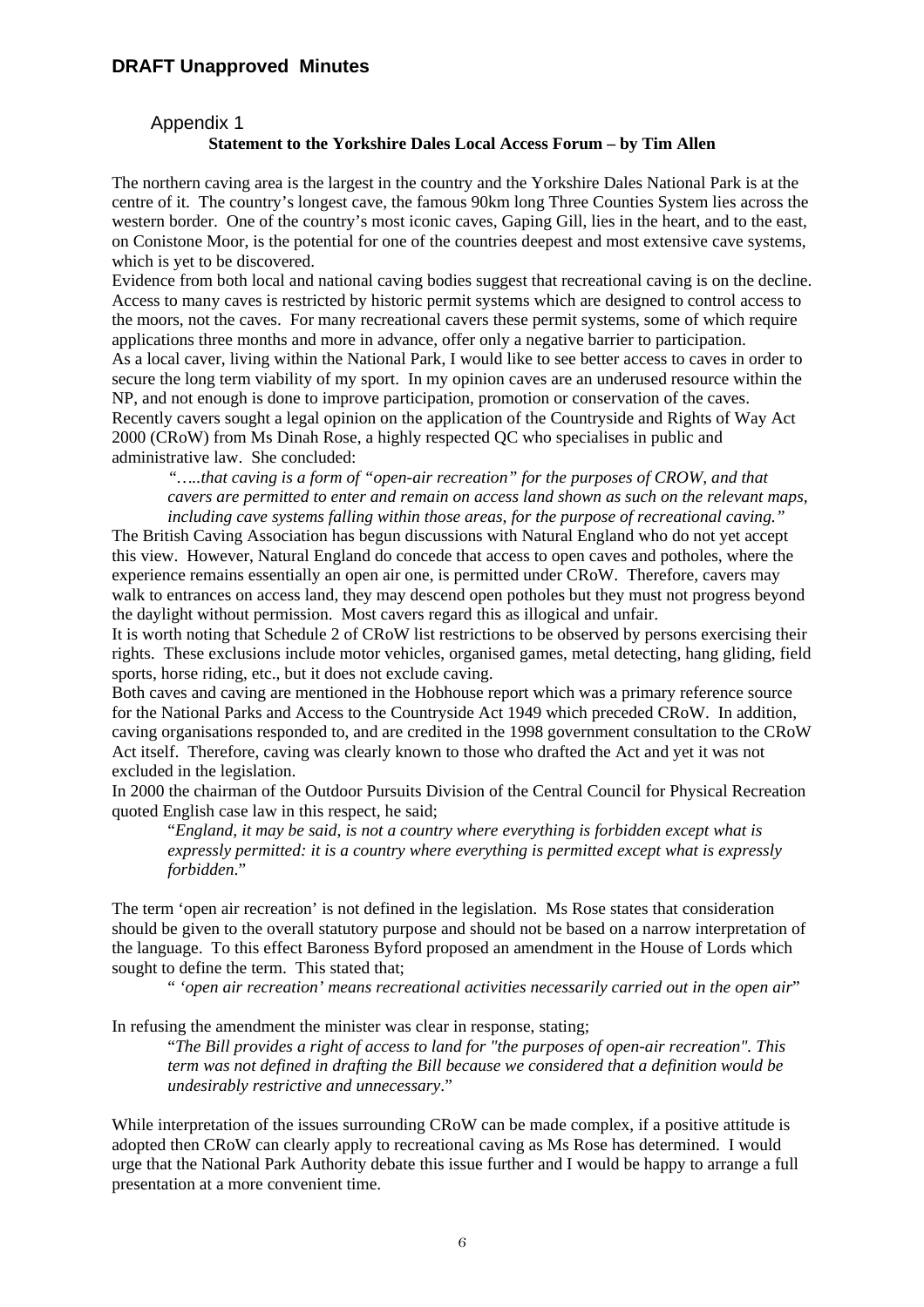## DRAFT Unapproved Minutes

### Appendix 1

**Statement to the Yorkshire Dales Local Access Forum – by Tim Allen**

The northern caving area is the largest in the country and the Yorkshire Dales National Park is at the centre of it. The country's longest cave, the famous 90km long Three Counties System lies across the western border. One of the country's most iconic caves, Gaping Gill, lies in the heart, and to the east, on Conistone Moor, is the potential for one of the countries deepest and most extensive cave systems, which is yet to be discovered.

Evidence from both local and national caving bodies suggest that recreational caving is on the decline. Access to many caves is restricted by historic permit systems which are designed to control access to the moors, not the caves. For many recreational cavers these permit systems, some of which require applications three months and more in advance, offer only a negative barrier to participation.

As a local caver, living within the National Park, I would like to see better access to caves in order to secure the long term viability of my sport. In my opinion caves are an underused resource within the NP, and not enough is done to improve participation, promotion or conservation of the caves.

Recently cavers sought a legal opinion on the application of the Countryside and Rights of Way Act 2000 (CRoW) from Ms Dinah Rose, a highly respected QC who specialises in public and administrative law. She concluded:

> *"…..that caving is a form of "open-air recreation" for the purposes of CROW, and that cavers are permitted to enter and remain on access land shown as such on the relevant maps, including cave systems falling within those areas, for the purpose of recreational caving."*

The British Caving Association has begun discussions with Natural England who do not yet accept this view. However, Natural England do concede that access to open caves and potholes, where the experience remains essentially an open air one, is permitted under CRoW. Therefore, cavers may walk to entrances on access land, they may descend open potholes but they must not progress beyond the daylight without permission. Most cavers regard this as illogical and unfair.

It is worth noting that Schedule 2 of CRoW list restrictions to be observed by persons exercising their rights. These exclusions include motor vehicles, organised games, metal detecting, hang gliding, field sports, horse riding, etc., but it does not exclude caving.

Both caves and caving are mentioned in the Hobhouse report which was a primary reference source for the National Parks and Access to the Countryside Act 1949 which preceded CRoW. In addition, caving organisations responded to, and are credited in the 1998 government consultation to the CRoW Act itself. Therefore, caving was clearly known to those who drafted the Act and yet it was not excluded in the legislation.

In 2000 the chairman of the Outdoor Pursuits Division of the Central Council for Physical Recreation quoted English case law in this respect, he said;

> "*England, it may be said, is not a country where everything is forbidden except what is expressly permitted: it is a country where everything is permitted except what is expressly forbidden*."

The term 'open air recreation' is not defined in the legislation. Ms Rose states that consideration should be given to the overall statutory purpose and should not be based on a narrow interpretation of the language. To this effect Baroness Byford proposed an amendment in the House of Lords which sought to define the term. This stated that;

> " *'open air recreation' means recreational activities necessarily carried out in the open air*"

In refusing the amendment the minister was clear in response, stating;

> "*The Bill provides a right of access to land for "the purposes of open-air recreation". This term was not defined in drafting the Bill because we considered that a definition would be undesirably restrictive and unnecessary*."

While interpretation of the issues surrounding CRoW can be made complex, if a positive attitude is adopted then CRoW can clearly apply to recreational caving as Ms Rose has determined. I would urge that the National Park Authority debate this issue further and I would be happy to arrange a full presentation at a more convenient time.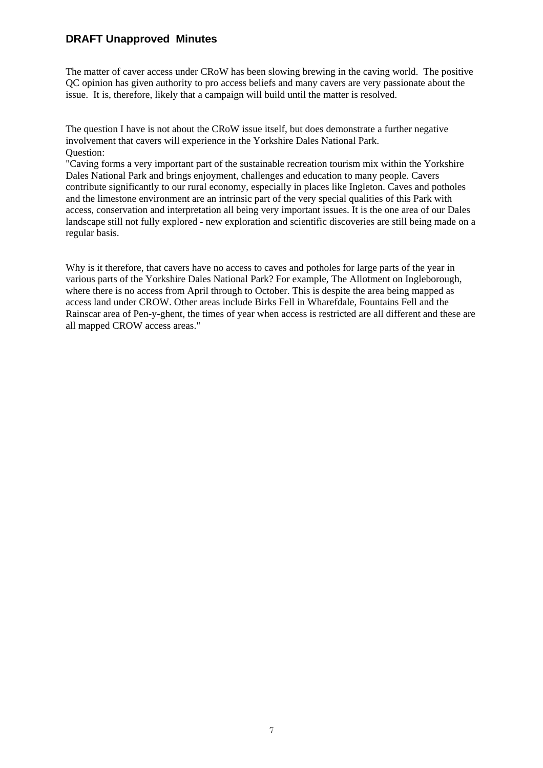**DRAFT Unapproved Minutes**

The matter of caver access under CRoW has been slowing brewing in the caving world. The positive QC opinion has given authority to pro access beliefs and many cavers are very passionate about the issue. It is, therefore, likely that a campaign will build until the matter is resolved.

The question I have is not about the CRoW issue itself, but does demonstrate a further negative involvement that cavers will experience in the Yorkshire Dales National Park.
Question:
"Caving forms a very important part of the sustainable recreation tourism mix within the Yorkshire Dales National Park and brings enjoyment, challenges and education to many people. Cavers contribute significantly to our rural economy, especially in places like Ingleton. Caves and potholes and the limestone environment are an intrinsic part of the very special qualities of this Park with access, conservation and interpretation all being very important issues. It is the one area of our Dales landscape still not fully explored - new exploration and scientific discoveries are still being made on a regular basis.

Why is it therefore, that cavers have no access to caves and potholes for large parts of the year in various parts of the Yorkshire Dales National Park? For example, The Allotment on Ingleborough, where there is no access from April through to October. This is despite the area being mapped as access land under CROW. Other areas include Birks Fell in Wharefdale, Fountains Fell and the Rainscar area of Pen-y-ghent, the times of year when access is restricted are all different and these are all mapped CROW access areas."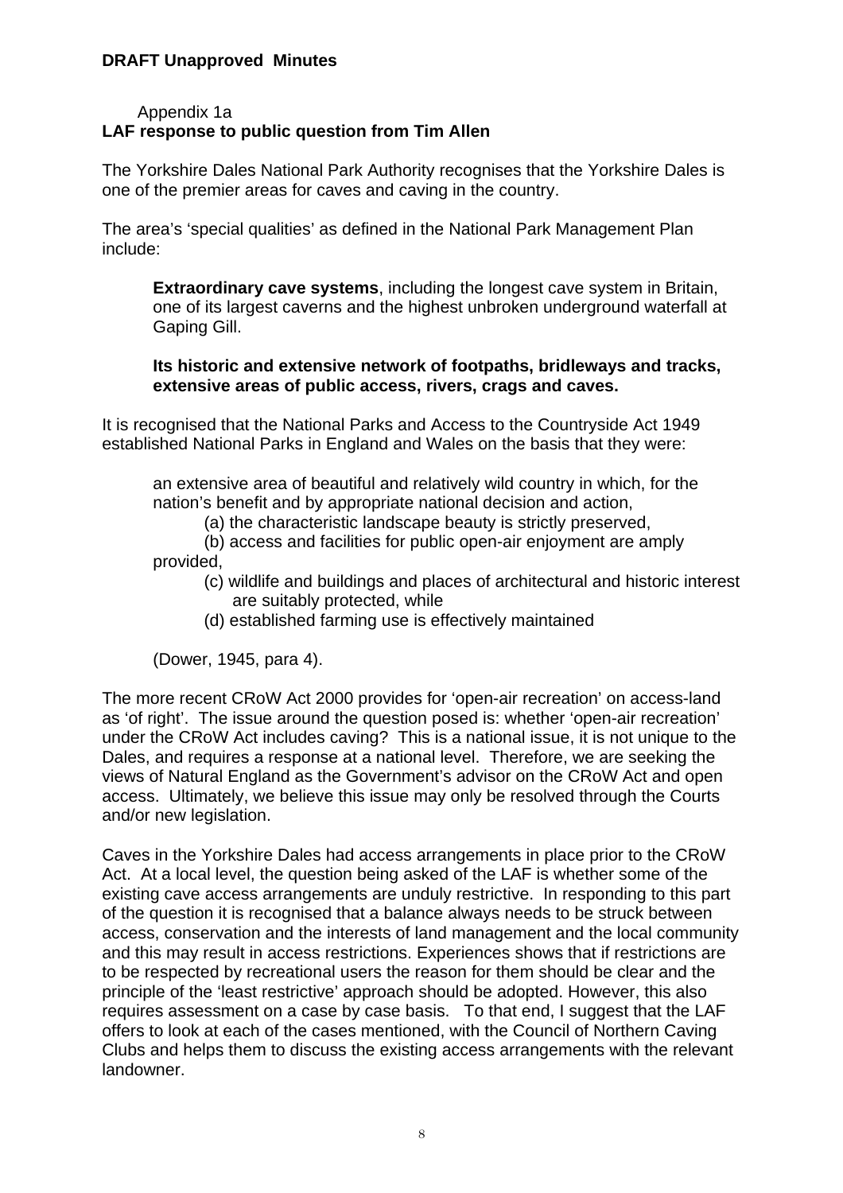**DRAFT Unapproved Minutes**

Appendix 1a

**LAF response to public question from Tim Allen**

The Yorkshire Dales National Park Authority recognises that the Yorkshire Dales is one of the premier areas for caves and caving in the country.

The area's 'special qualities' as defined in the National Park Management Plan include:

> **Extraordinary cave systems**, including the longest cave system in Britain, one of its largest caverns and the highest unbroken underground waterfall at Gaping Gill.
>
> **Its historic and extensive network of footpaths, bridleways and tracks, extensive areas of public access, rivers, crags and caves.**

It is recognised that the National Parks and Access to the Countryside Act 1949 established National Parks in England and Wales on the basis that they were:

> an extensive area of beautiful and relatively wild country in which, for the nation's benefit and by appropriate national decision and action,
>
> (a) the characteristic landscape beauty is strictly preserved,
>
> (b) access and facilities for public open-air enjoyment are amply provided,
>
> (c) wildlife and buildings and places of architectural and historic interest are suitably protected, while
>
> (d) established farming use is effectively maintained
>
> (Dower, 1945, para 4).

The more recent CRoW Act 2000 provides for 'open-air recreation' on access-land as 'of right'. The issue around the question posed is: whether 'open-air recreation' under the CRoW Act includes caving? This is a national issue, it is not unique to the Dales, and requires a response at a national level. Therefore, we are seeking the views of Natural England as the Government's advisor on the CRoW Act and open access. Ultimately, we believe this issue may only be resolved through the Courts and/or new legislation.

Caves in the Yorkshire Dales had access arrangements in place prior to the CRoW Act. At a local level, the question being asked of the LAF is whether some of the existing cave access arrangements are unduly restrictive. In responding to this part of the question it is recognised that a balance always needs to be struck between access, conservation and the interests of land management and the local community and this may result in access restrictions. Experiences shows that if restrictions are to be respected by recreational users the reason for them should be clear and the principle of the 'least restrictive' approach should be adopted. However, this also requires assessment on a case by case basis. To that end, I suggest that the LAF offers to look at each of the cases mentioned, with the Council of Northern Caving Clubs and helps them to discuss the existing access arrangements with the relevant landowner.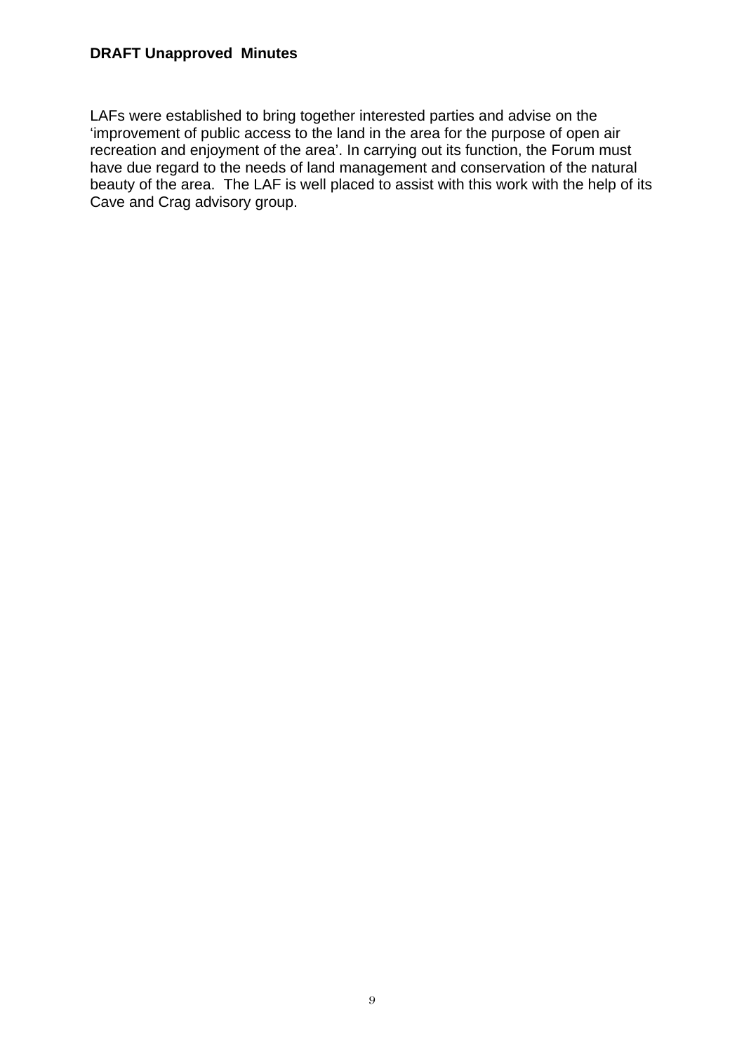LAFs were established to bring together interested parties and advise on the 'improvement of public access to the land in the area for the purpose of open air recreation and enjoyment of the area'. In carrying out its function, the Forum must have due regard to the needs of land management and conservation of the natural beauty of the area. The LAF is well placed to assist with this work with the help of its Cave and Crag advisory group.